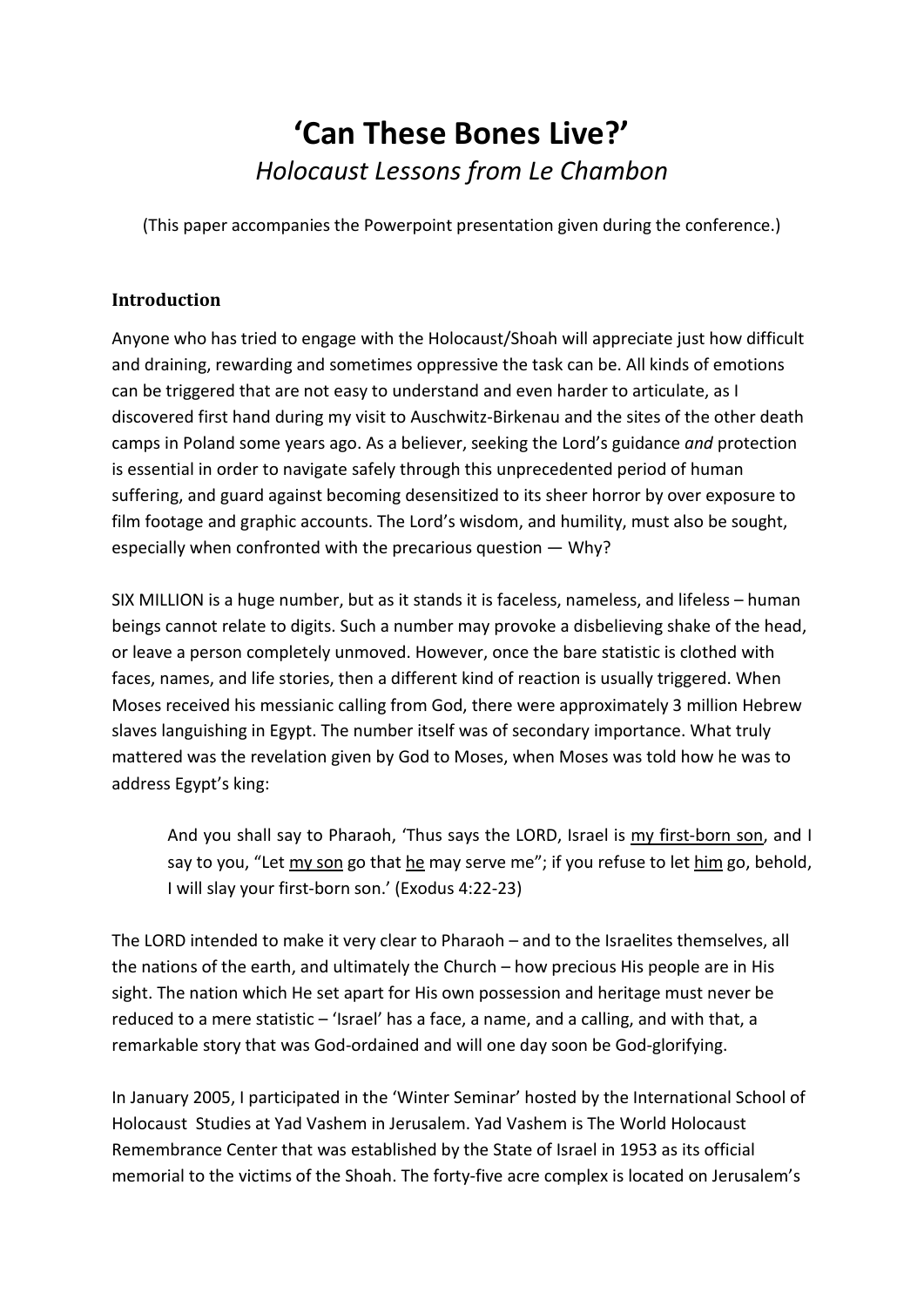# ‘Can These Bones Live?’

*Holocaust Lessons from Le Chambon*

(This paper accompanies the Powerpoint presentation given during the conference.)

## Introduction

Anyone who has tried to engage with the Holocaust/Shoah will appreciate just how difficult and draining, rewarding and sometimes oppressive the task can be. All kinds of emotions can be triggered that are not easy to understand and even harder to articulate, as I discovered first hand during my visit to Auschwitz-Birkenau and the sites of the other death camps in Poland some years ago. As a believer, seeking the Lord’s guidance *and* protection is essential in order to navigate safely through this unprecedented period of human suffering, and guard against becoming desensitized to its sheer horror by over exposure to film footage and graphic accounts. The Lord’s wisdom, and humility, must also be sought, especially when confronted with the precarious question — Why?

SIX MILLION is a huge number, but as it stands it is faceless, nameless, and lifeless – human beings cannot relate to digits. Such a number may provoke a disbelieving shake of the head, or leave a person completely unmoved. However, once the bare statistic is clothed with faces, names, and life stories, then a different kind of reaction is usually triggered. When Moses received his messianic calling from God, there were approximately 3 million Hebrew slaves languishing in Egypt. The number itself was of secondary importance. What truly mattered was the revelation given by God to Moses, when Moses was told how he was to address Egypt’s king:

> And you shall say to Pharaoh, ‘Thus says the LORD, Israel is <u>my first-born son</u>, and I say to you, “Let <u>my son</u> go that <u>he</u> may serve me”; if you refuse to let <u>him</u> go, behold, I will slay your first-born son.’ (Exodus 4:22-23)

The LORD intended to make it very clear to Pharaoh – and to the Israelites themselves, all the nations of the earth, and ultimately the Church – how precious His people are in His sight. The nation which He set apart for His own possession and heritage must never be reduced to a mere statistic – ‘Israel’ has a face, a name, and a calling, and with that, a remarkable story that was God-ordained and will one day soon be God-glorifying.

In January 2005, I participated in the ‘Winter Seminar’ hosted by the International School of Holocaust Studies at Yad Vashem in Jerusalem. Yad Vashem is The World Holocaust Remembrance Center that was established by the State of Israel in 1953 as its official memorial to the victims of the Shoah. The forty-five acre complex is located on Jerusalem’s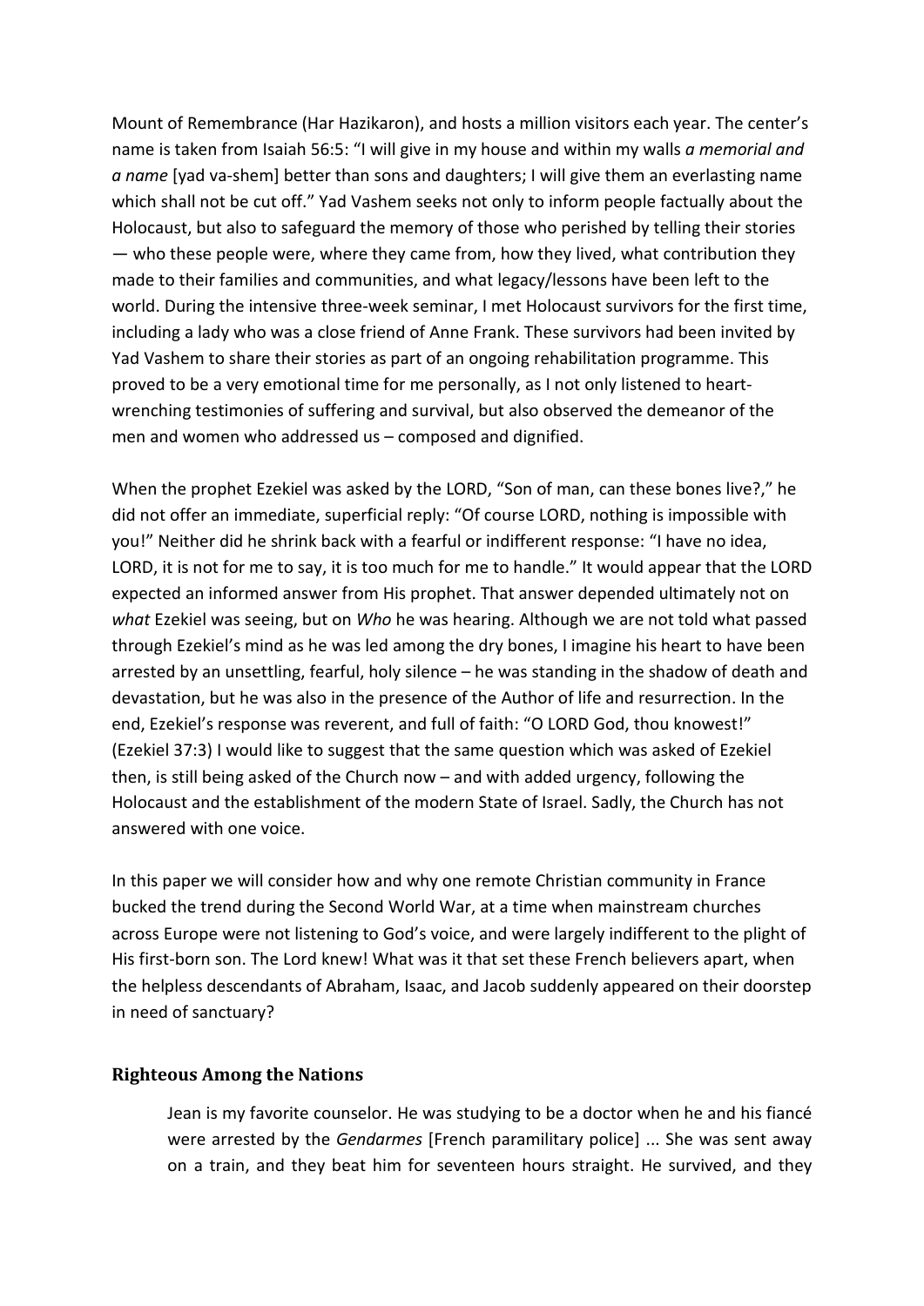Mount of Remembrance (Har Hazikaron), and hosts a million visitors each year. The center's name is taken from Isaiah 56:5: "I will give in my house and within my walls *a memorial and a name* [yad va-shem] better than sons and daughters; I will give them an everlasting name which shall not be cut off." Yad Vashem seeks not only to inform people factually about the Holocaust, but also to safeguard the memory of those who perished by telling their stories — who these people were, where they came from, how they lived, what contribution they made to their families and communities, and what legacy/lessons have been left to the world. During the intensive three-week seminar, I met Holocaust survivors for the first time, including a lady who was a close friend of Anne Frank. These survivors had been invited by Yad Vashem to share their stories as part of an ongoing rehabilitation programme. This proved to be a very emotional time for me personally, as I not only listened to heart-wrenching testimonies of suffering and survival, but also observed the demeanor of the men and women who addressed us – composed and dignified.

When the prophet Ezekiel was asked by the LORD, "Son of man, can these bones live?," he did not offer an immediate, superficial reply: "Of course LORD, nothing is impossible with you!" Neither did he shrink back with a fearful or indifferent response: "I have no idea, LORD, it is not for me to say, it is too much for me to handle." It would appear that the LORD expected an informed answer from His prophet. That answer depended ultimately not on *what* Ezekiel was seeing, but on *Who* he was hearing. Although we are not told what passed through Ezekiel's mind as he was led among the dry bones, I imagine his heart to have been arrested by an unsettling, fearful, holy silence – he was standing in the shadow of death and devastation, but he was also in the presence of the Author of life and resurrection. In the end, Ezekiel's response was reverent, and full of faith: "O LORD God, thou knowest!" (Ezekiel 37:3) I would like to suggest that the same question which was asked of Ezekiel then, is still being asked of the Church now – and with added urgency, following the Holocaust and the establishment of the modern State of Israel. Sadly, the Church has not answered with one voice.

In this paper we will consider how and why one remote Christian community in France bucked the trend during the Second World War, at a time when mainstream churches across Europe were not listening to God's voice, and were largely indifferent to the plight of His first-born son. The Lord knew! What was it that set these French believers apart, when the helpless descendants of Abraham, Isaac, and Jacob suddenly appeared on their doorstep in need of sanctuary?

## Righteous Among the Nations

> Jean is my favorite counselor. He was studying to be a doctor when he and his fiancé were arrested by the *Gendarmes* [French paramilitary police] ... She was sent away on a train, and they beat him for seventeen hours straight. He survived, and they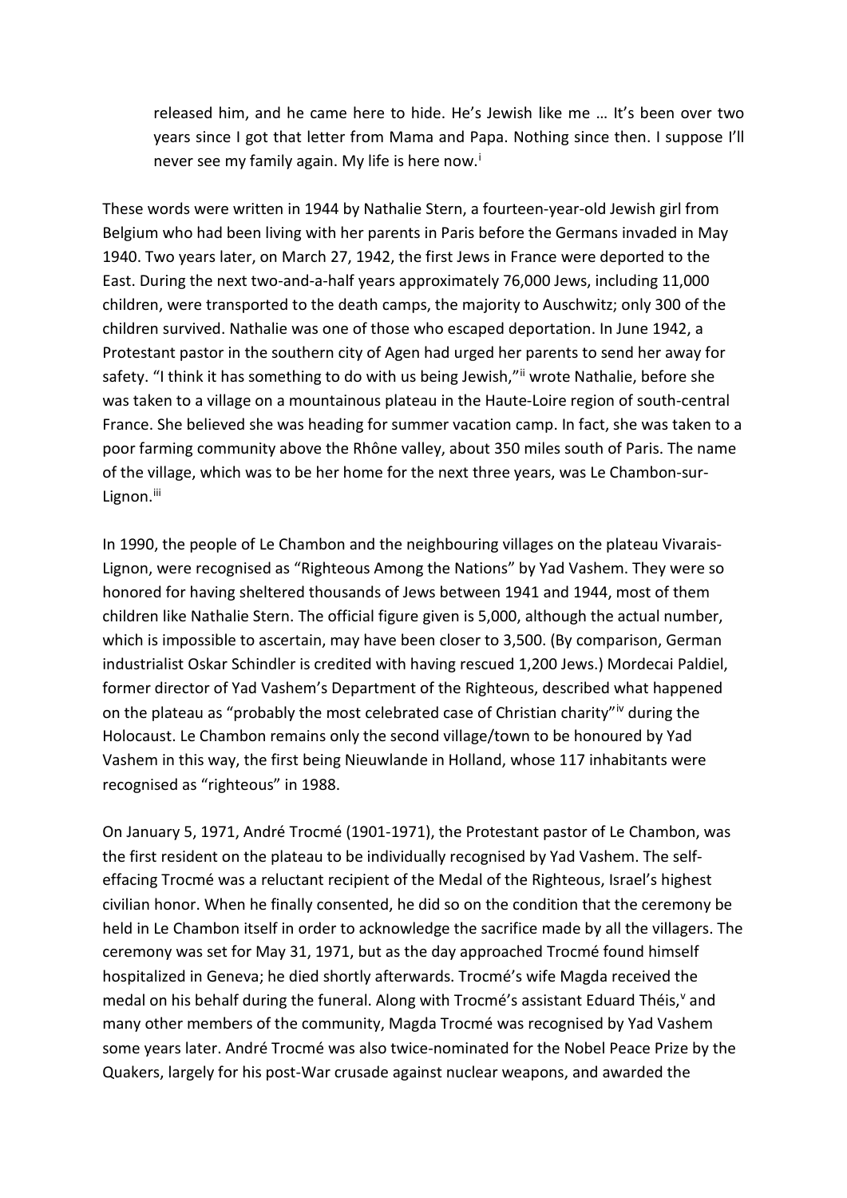> released him, and he came here to hide. He's Jewish like me … It's been over two years since I got that letter from Mama and Papa. Nothing since then. I suppose I'll never see my family again. My life is here now.[i]

These words were written in 1944 by Nathalie Stern, a fourteen-year-old Jewish girl from Belgium who had been living with her parents in Paris before the Germans invaded in May 1940. Two years later, on March 27, 1942, the first Jews in France were deported to the East. During the next two-and-a-half years approximately 76,000 Jews, including 11,000 children, were transported to the death camps, the majority to Auschwitz; only 300 of the children survived. Nathalie was one of those who escaped deportation. In June 1942, a Protestant pastor in the southern city of Agen had urged her parents to send her away for safety. "I think it has something to do with us being Jewish,"[ii] wrote Nathalie, before she was taken to a village on a mountainous plateau in the Haute-Loire region of south-central France. She believed she was heading for summer vacation camp. In fact, she was taken to a poor farming community above the Rhône valley, about 350 miles south of Paris. The name of the village, which was to be her home for the next three years, was Le Chambon-sur-Lignon.[iii]

In 1990, the people of Le Chambon and the neighbouring villages on the plateau Vivarais-Lignon, were recognised as "Righteous Among the Nations" by Yad Vashem. They were so honored for having sheltered thousands of Jews between 1941 and 1944, most of them children like Nathalie Stern. The official figure given is 5,000, although the actual number, which is impossible to ascertain, may have been closer to 3,500. (By comparison, German industrialist Oskar Schindler is credited with having rescued 1,200 Jews.) Mordecai Paldiel, former director of Yad Vashem's Department of the Righteous, described what happened on the plateau as "probably the most celebrated case of Christian charity"[iv] during the Holocaust. Le Chambon remains only the second village/town to be honoured by Yad Vashem in this way, the first being Nieuwlande in Holland, whose 117 inhabitants were recognised as "righteous" in 1988.

On January 5, 1971, André Trocmé (1901-1971), the Protestant pastor of Le Chambon, was the first resident on the plateau to be individually recognised by Yad Vashem. The self-effacing Trocmé was a reluctant recipient of the Medal of the Righteous, Israel's highest civilian honor. When he finally consented, he did so on the condition that the ceremony be held in Le Chambon itself in order to acknowledge the sacrifice made by all the villagers. The ceremony was set for May 31, 1971, but as the day approached Trocmé found himself hospitalized in Geneva; he died shortly afterwards. Trocmé's wife Magda received the medal on his behalf during the funeral. Along with Trocmé's assistant Eduard Théis,[v] and many other members of the community, Magda Trocmé was recognised by Yad Vashem some years later. André Trocmé was also twice-nominated for the Nobel Peace Prize by the Quakers, largely for his post-War crusade against nuclear weapons, and awarded the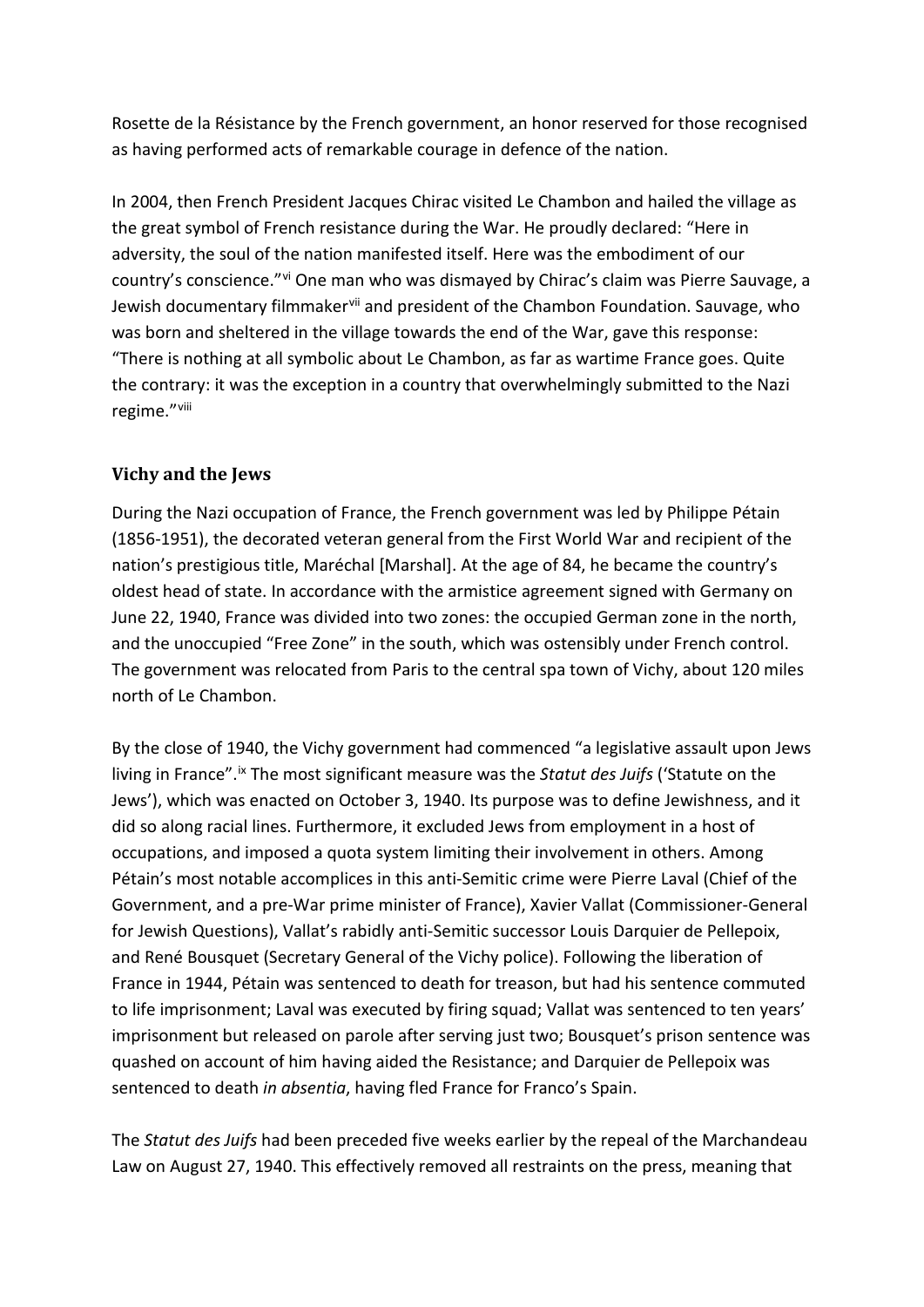Rosette de la Résistance by the French government, an honor reserved for those recognised as having performed acts of remarkable courage in defence of the nation.

In 2004, then French President Jacques Chirac visited Le Chambon and hailed the village as the great symbol of French resistance during the War. He proudly declared: "Here in adversity, the soul of the nation manifested itself. Here was the embodiment of our country's conscience."[vi] One man who was dismayed by Chirac's claim was Pierre Sauvage, a Jewish documentary filmmaker[vii] and president of the Chambon Foundation. Sauvage, who was born and sheltered in the village towards the end of the War, gave this response: "There is nothing at all symbolic about Le Chambon, as far as wartime France goes. Quite the contrary: it was the exception in a country that overwhelmingly submitted to the Nazi regime."[viii]

### Vichy and the Jews

During the Nazi occupation of France, the French government was led by Philippe Pétain (1856-1951), the decorated veteran general from the First World War and recipient of the nation's prestigious title, Maréchal [Marshal]. At the age of 84, he became the country's oldest head of state. In accordance with the armistice agreement signed with Germany on June 22, 1940, France was divided into two zones: the occupied German zone in the north, and the unoccupied "Free Zone" in the south, which was ostensibly under French control. The government was relocated from Paris to the central spa town of Vichy, about 120 miles north of Le Chambon.

By the close of 1940, the Vichy government had commenced "a legislative assault upon Jews living in France".[ix] The most significant measure was the *Statut des Juifs* ('Statute on the Jews'), which was enacted on October 3, 1940. Its purpose was to define Jewishness, and it did so along racial lines. Furthermore, it excluded Jews from employment in a host of occupations, and imposed a quota system limiting their involvement in others. Among Pétain's most notable accomplices in this anti-Semitic crime were Pierre Laval (Chief of the Government, and a pre-War prime minister of France), Xavier Vallat (Commissioner-General for Jewish Questions), Vallat's rabidly anti-Semitic successor Louis Darquier de Pellepoix, and René Bousquet (Secretary General of the Vichy police). Following the liberation of France in 1944, Pétain was sentenced to death for treason, but had his sentence commuted to life imprisonment; Laval was executed by firing squad; Vallat was sentenced to ten years' imprisonment but released on parole after serving just two; Bousquet's prison sentence was quashed on account of him having aided the Resistance; and Darquier de Pellepoix was sentenced to death *in absentia*, having fled France for Franco's Spain.

The *Statut des Juifs* had been preceded five weeks earlier by the repeal of the Marchandeau Law on August 27, 1940. This effectively removed all restraints on the press, meaning that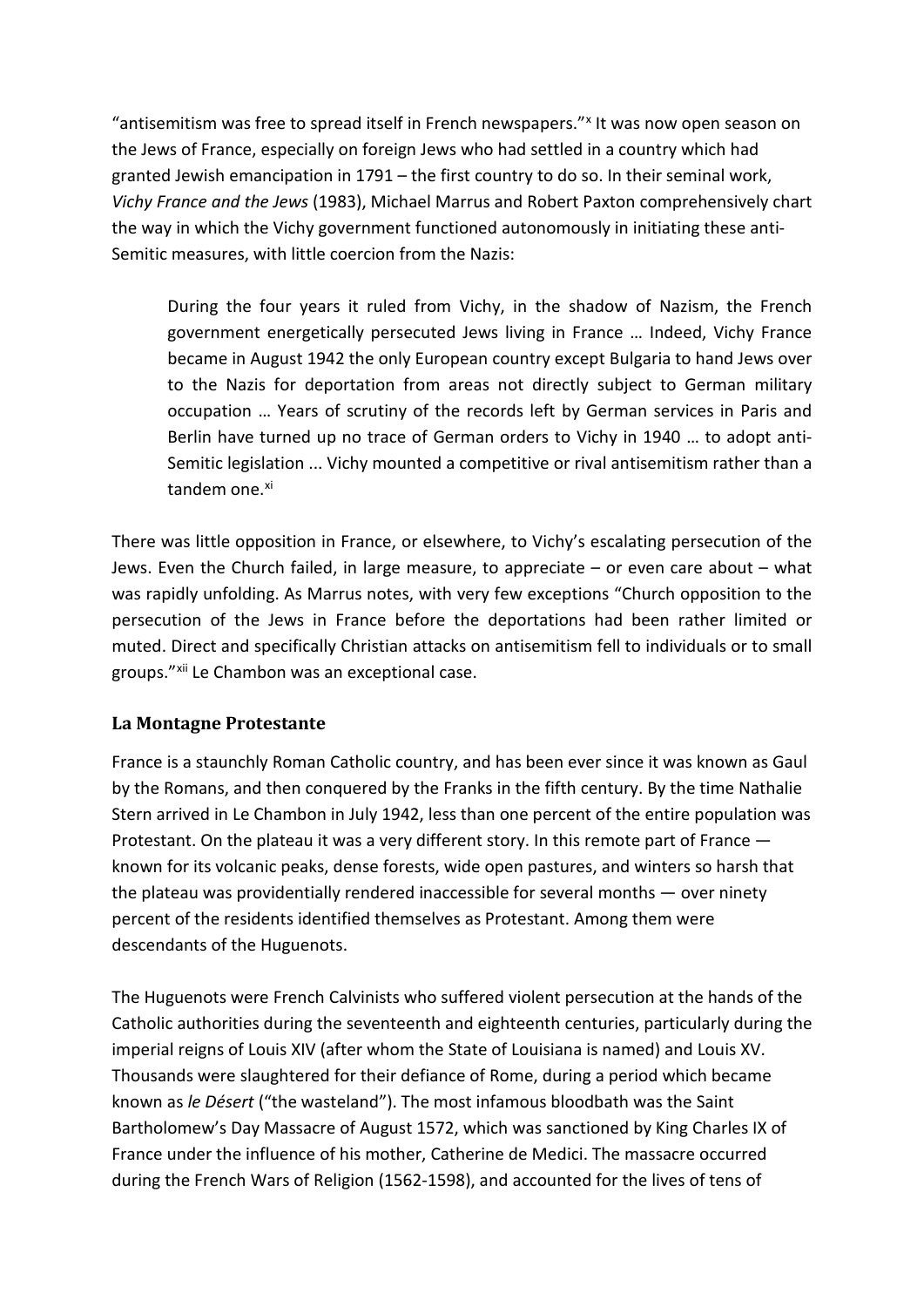"antisemitism was free to spread itself in French newspapers."[x] It was now open season on the Jews of France, especially on foreign Jews who had settled in a country which had granted Jewish emancipation in 1791 – the first country to do so. In their seminal work, *Vichy France and the Jews* (1983), Michael Marrus and Robert Paxton comprehensively chart the way in which the Vichy government functioned autonomously in initiating these anti-Semitic measures, with little coercion from the Nazis:

> During the four years it ruled from Vichy, in the shadow of Nazism, the French government energetically persecuted Jews living in France … Indeed, Vichy France became in August 1942 the only European country except Bulgaria to hand Jews over to the Nazis for deportation from areas not directly subject to German military occupation … Years of scrutiny of the records left by German services in Paris and Berlin have turned up no trace of German orders to Vichy in 1940 … to adopt anti-Semitic legislation ... Vichy mounted a competitive or rival antisemitism rather than a tandem one.[xi]

There was little opposition in France, or elsewhere, to Vichy's escalating persecution of the Jews. Even the Church failed, in large measure, to appreciate – or even care about – what was rapidly unfolding. As Marrus notes, with very few exceptions "Church opposition to the persecution of the Jews in France before the deportations had been rather limited or muted. Direct and specifically Christian attacks on antisemitism fell to individuals or to small groups."[xii] Le Chambon was an exceptional case.

## La Montagne Protestante

France is a staunchly Roman Catholic country, and has been ever since it was known as Gaul by the Romans, and then conquered by the Franks in the fifth century. By the time Nathalie Stern arrived in Le Chambon in July 1942, less than one percent of the entire population was Protestant. On the plateau it was a very different story. In this remote part of France — known for its volcanic peaks, dense forests, wide open pastures, and winters so harsh that the plateau was providentially rendered inaccessible for several months — over ninety percent of the residents identified themselves as Protestant. Among them were descendants of the Huguenots.

The Huguenots were French Calvinists who suffered violent persecution at the hands of the Catholic authorities during the seventeenth and eighteenth centuries, particularly during the imperial reigns of Louis XIV (after whom the State of Louisiana is named) and Louis XV. Thousands were slaughtered for their defiance of Rome, during a period which became known as *le Désert* ("the wasteland"). The most infamous bloodbath was the Saint Bartholomew's Day Massacre of August 1572, which was sanctioned by King Charles IX of France under the influence of his mother, Catherine de Medici. The massacre occurred during the French Wars of Religion (1562-1598), and accounted for the lives of tens of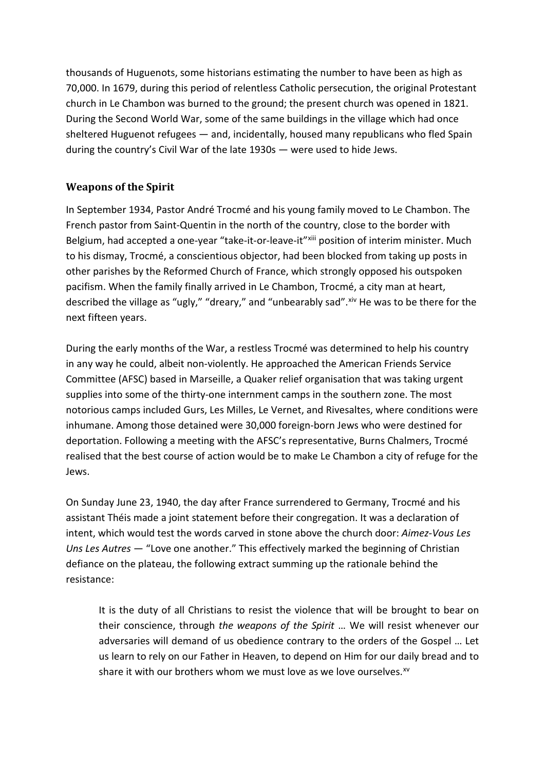thousands of Huguenots, some historians estimating the number to have been as high as 70,000. In 1679, during this period of relentless Catholic persecution, the original Protestant church in Le Chambon was burned to the ground; the present church was opened in 1821. During the Second World War, some of the same buildings in the village which had once sheltered Huguenot refugees — and, incidentally, housed many republicans who fled Spain during the country's Civil War of the late 1930s — were used to hide Jews.

## Weapons of the Spirit

In September 1934, Pastor André Trocmé and his young family moved to Le Chambon. The French pastor from Saint-Quentin in the north of the country, close to the border with Belgium, had accepted a one-year "take-it-or-leave-it"[xiii] position of interim minister. Much to his dismay, Trocmé, a conscientious objector, had been blocked from taking up posts in other parishes by the Reformed Church of France, which strongly opposed his outspoken pacifism. When the family finally arrived in Le Chambon, Trocmé, a city man at heart, described the village as "ugly," "dreary," and "unbearably sad".[xiv] He was to be there for the next fifteen years.

During the early months of the War, a restless Trocmé was determined to help his country in any way he could, albeit non-violently. He approached the American Friends Service Committee (AFSC) based in Marseille, a Quaker relief organisation that was taking urgent supplies into some of the thirty-one internment camps in the southern zone. The most notorious camps included Gurs, Les Milles, Le Vernet, and Rivesaltes, where conditions were inhumane. Among those detained were 30,000 foreign-born Jews who were destined for deportation. Following a meeting with the AFSC's representative, Burns Chalmers, Trocmé realised that the best course of action would be to make Le Chambon a city of refuge for the Jews.

On Sunday June 23, 1940, the day after France surrendered to Germany, Trocmé and his assistant Théis made a joint statement before their congregation. It was a declaration of intent, which would test the words carved in stone above the church door: *Aimez-Vous Les Uns Les Autres* — "Love one another." This effectively marked the beginning of Christian defiance on the plateau, the following extract summing up the rationale behind the resistance:

> It is the duty of all Christians to resist the violence that will be brought to bear on their conscience, through *the weapons of the Spirit* … We will resist whenever our adversaries will demand of us obedience contrary to the orders of the Gospel … Let us learn to rely on our Father in Heaven, to depend on Him for our daily bread and to share it with our brothers whom we must love as we love ourselves.[xv]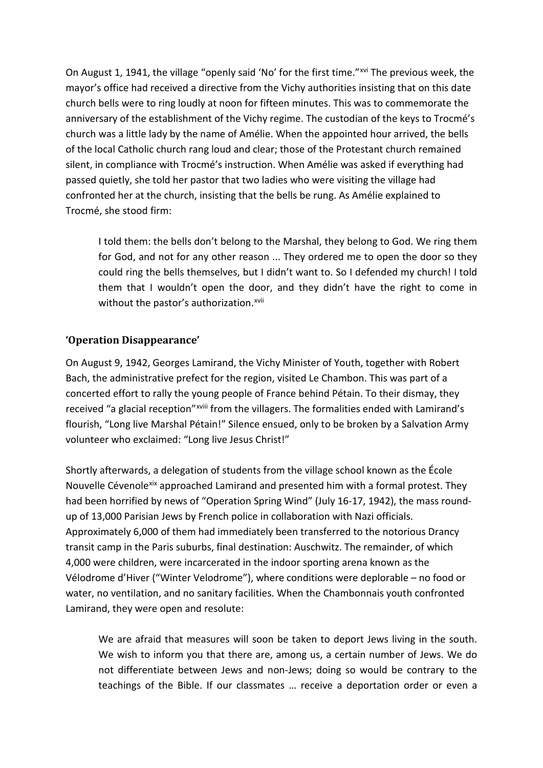On August 1, 1941, the village "openly said 'No' for the first time."[xvi] The previous week, the mayor's office had received a directive from the Vichy authorities insisting that on this date church bells were to ring loudly at noon for fifteen minutes. This was to commemorate the anniversary of the establishment of the Vichy regime. The custodian of the keys to Trocmé's church was a little lady by the name of Amélie. When the appointed hour arrived, the bells of the local Catholic church rang loud and clear; those of the Protestant church remained silent, in compliance with Trocmé's instruction. When Amélie was asked if everything had passed quietly, she told her pastor that two ladies who were visiting the village had confronted her at the church, insisting that the bells be rung. As Amélie explained to Trocmé, she stood firm:

> I told them: the bells don't belong to the Marshal, they belong to God. We ring them for God, and not for any other reason ... They ordered me to open the door so they could ring the bells themselves, but I didn't want to. So I defended my church! I told them that I wouldn't open the door, and they didn't have the right to come in without the pastor's authorization.[xvii]

## 'Operation Disappearance'

On August 9, 1942, Georges Lamirand, the Vichy Minister of Youth, together with Robert Bach, the administrative prefect for the region, visited Le Chambon. This was part of a concerted effort to rally the young people of France behind Pétain. To their dismay, they received "a glacial reception"[xviii] from the villagers. The formalities ended with Lamirand's flourish, "Long live Marshal Pétain!" Silence ensued, only to be broken by a Salvation Army volunteer who exclaimed: "Long live Jesus Christ!"

Shortly afterwards, a delegation of students from the village school known as the École Nouvelle Cévenole[xix] approached Lamirand and presented him with a formal protest. They had been horrified by news of "Operation Spring Wind" (July 16-17, 1942), the mass round-up of 13,000 Parisian Jews by French police in collaboration with Nazi officials. Approximately 6,000 of them had immediately been transferred to the notorious Drancy transit camp in the Paris suburbs, final destination: Auschwitz. The remainder, of which 4,000 were children, were incarcerated in the indoor sporting arena known as the Vélodrome d'Hiver ("Winter Velodrome"), where conditions were deplorable – no food or water, no ventilation, and no sanitary facilities. When the Chambonnais youth confronted Lamirand, they were open and resolute:

> We are afraid that measures will soon be taken to deport Jews living in the south. We wish to inform you that there are, among us, a certain number of Jews. We do not differentiate between Jews and non-Jews; doing so would be contrary to the teachings of the Bible. If our classmates … receive a deportation order or even a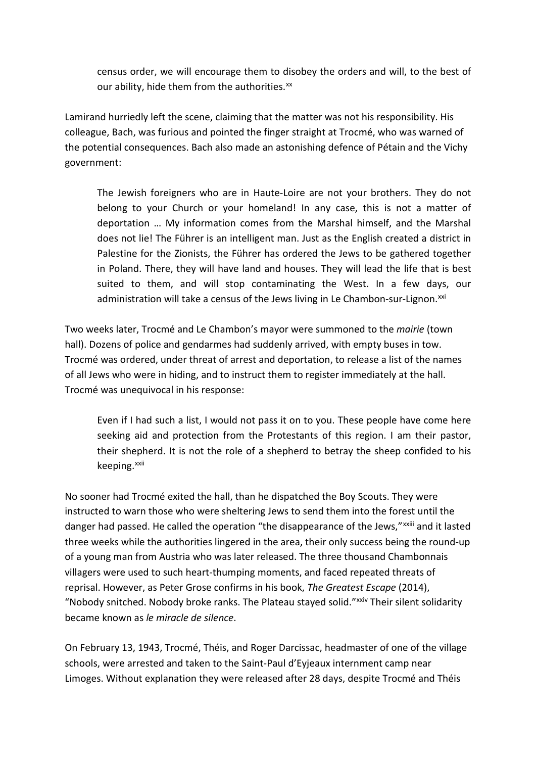> census order, we will encourage them to disobey the orders and will, to the best of our ability, hide them from the authorities.[xx]

Lamirand hurriedly left the scene, claiming that the matter was not his responsibility. His colleague, Bach, was furious and pointed the finger straight at Trocmé, who was warned of the potential consequences. Bach also made an astonishing defence of Pétain and the Vichy government:

> The Jewish foreigners who are in Haute-Loire are not your brothers. They do not belong to your Church or your homeland! In any case, this is not a matter of deportation … My information comes from the Marshal himself, and the Marshal does not lie! The Führer is an intelligent man. Just as the English created a district in Palestine for the Zionists, the Führer has ordered the Jews to be gathered together in Poland. There, they will have land and houses. They will lead the life that is best suited to them, and will stop contaminating the West. In a few days, our administration will take a census of the Jews living in Le Chambon-sur-Lignon.[xxi]

Two weeks later, Trocmé and Le Chambon's mayor were summoned to the *mairie* (town hall). Dozens of police and gendarmes had suddenly arrived, with empty buses in tow. Trocmé was ordered, under threat of arrest and deportation, to release a list of the names of all Jews who were in hiding, and to instruct them to register immediately at the hall. Trocmé was unequivocal in his response:

> Even if I had such a list, I would not pass it on to you. These people have come here seeking aid and protection from the Protestants of this region. I am their pastor, their shepherd. It is not the role of a shepherd to betray the sheep confided to his keeping.[xxii]

No sooner had Trocmé exited the hall, than he dispatched the Boy Scouts. They were instructed to warn those who were sheltering Jews to send them into the forest until the danger had passed. He called the operation "the disappearance of the Jews,"[xxiii] and it lasted three weeks while the authorities lingered in the area, their only success being the round-up of a young man from Austria who was later released. The three thousand Chambonnais villagers were used to such heart-thumping moments, and faced repeated threats of reprisal. However, as Peter Grose confirms in his book, *The Greatest Escape* (2014), "Nobody snitched. Nobody broke ranks. The Plateau stayed solid."[xxiv] Their silent solidarity became known as *le miracle de silence*.

On February 13, 1943, Trocmé, Théis, and Roger Darcissac, headmaster of one of the village schools, were arrested and taken to the Saint-Paul d'Eyjeaux internment camp near Limoges. Without explanation they were released after 28 days, despite Trocmé and Théis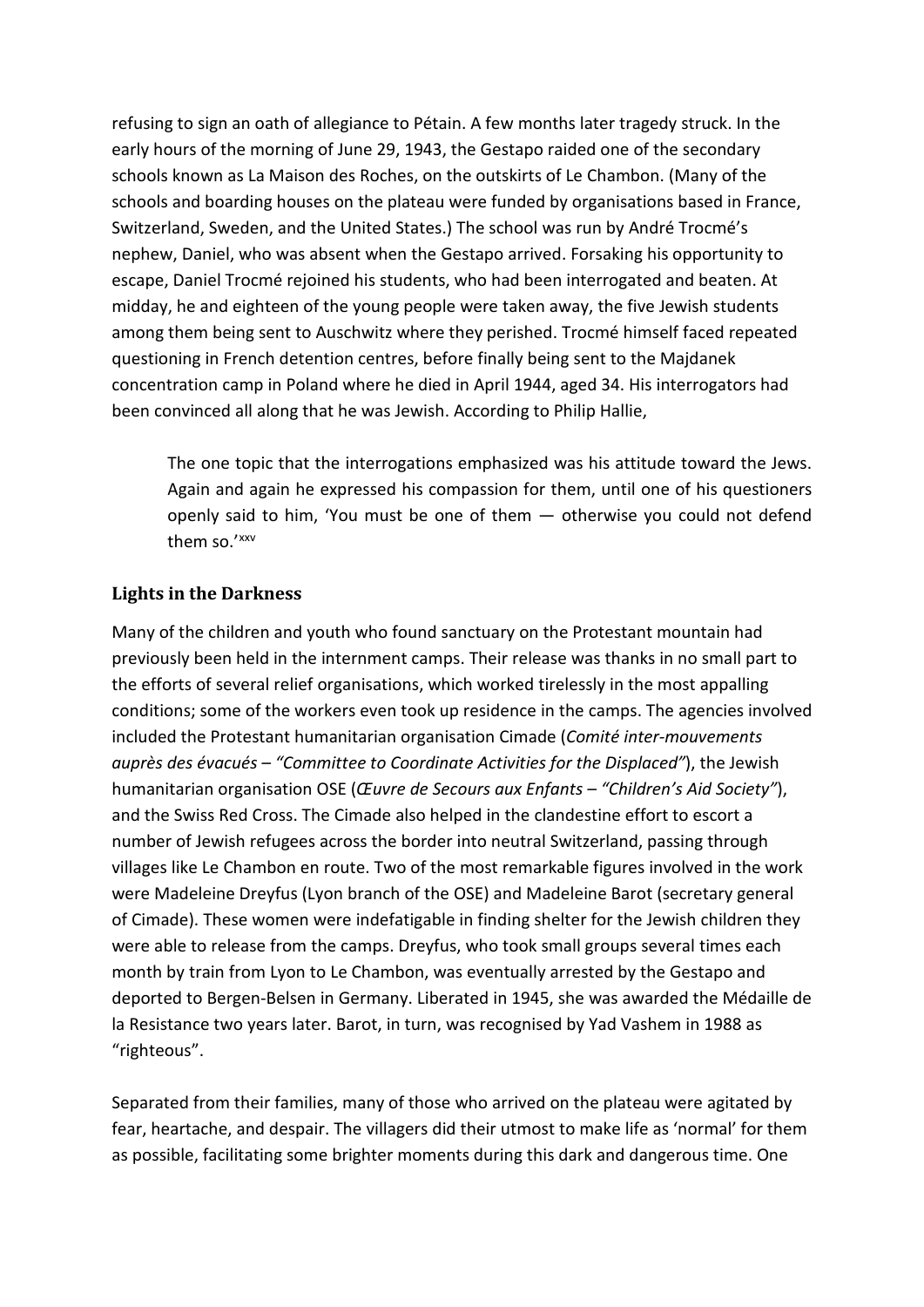refusing to sign an oath of allegiance to Pétain. A few months later tragedy struck. In the early hours of the morning of June 29, 1943, the Gestapo raided one of the secondary schools known as La Maison des Roches, on the outskirts of Le Chambon. (Many of the schools and boarding houses on the plateau were funded by organisations based in France, Switzerland, Sweden, and the United States.) The school was run by André Trocmé's nephew, Daniel, who was absent when the Gestapo arrived. Forsaking his opportunity to escape, Daniel Trocmé rejoined his students, who had been interrogated and beaten. At midday, he and eighteen of the young people were taken away, the five Jewish students among them being sent to Auschwitz where they perished. Trocmé himself faced repeated questioning in French detention centres, before finally being sent to the Majdanek concentration camp in Poland where he died in April 1944, aged 34. His interrogators had been convinced all along that he was Jewish. According to Philip Hallie,

> The one topic that the interrogations emphasized was his attitude toward the Jews. Again and again he expressed his compassion for them, until one of his questioners openly said to him, 'You must be one of them — otherwise you could not defend them so.'[xxv]

## Lights in the Darkness

Many of the children and youth who found sanctuary on the Protestant mountain had previously been held in the internment camps. Their release was thanks in no small part to the efforts of several relief organisations, which worked tirelessly in the most appalling conditions; some of the workers even took up residence in the camps. The agencies involved included the Protestant humanitarian organisation Cimade (*Comité inter-mouvements auprès des évacués – "Committee to Coordinate Activities for the Displaced"*), the Jewish humanitarian organisation OSE (*Œuvre de Secours aux Enfants – "Children's Aid Society"*), and the Swiss Red Cross. The Cimade also helped in the clandestine effort to escort a number of Jewish refugees across the border into neutral Switzerland, passing through villages like Le Chambon en route. Two of the most remarkable figures involved in the work were Madeleine Dreyfus (Lyon branch of the OSE) and Madeleine Barot (secretary general of Cimade). These women were indefatigable in finding shelter for the Jewish children they were able to release from the camps. Dreyfus, who took small groups several times each month by train from Lyon to Le Chambon, was eventually arrested by the Gestapo and deported to Bergen-Belsen in Germany. Liberated in 1945, she was awarded the Médaille de la Resistance two years later. Barot, in turn, was recognised by Yad Vashem in 1988 as "righteous".

Separated from their families, many of those who arrived on the plateau were agitated by fear, heartache, and despair. The villagers did their utmost to make life as 'normal' for them as possible, facilitating some brighter moments during this dark and dangerous time. One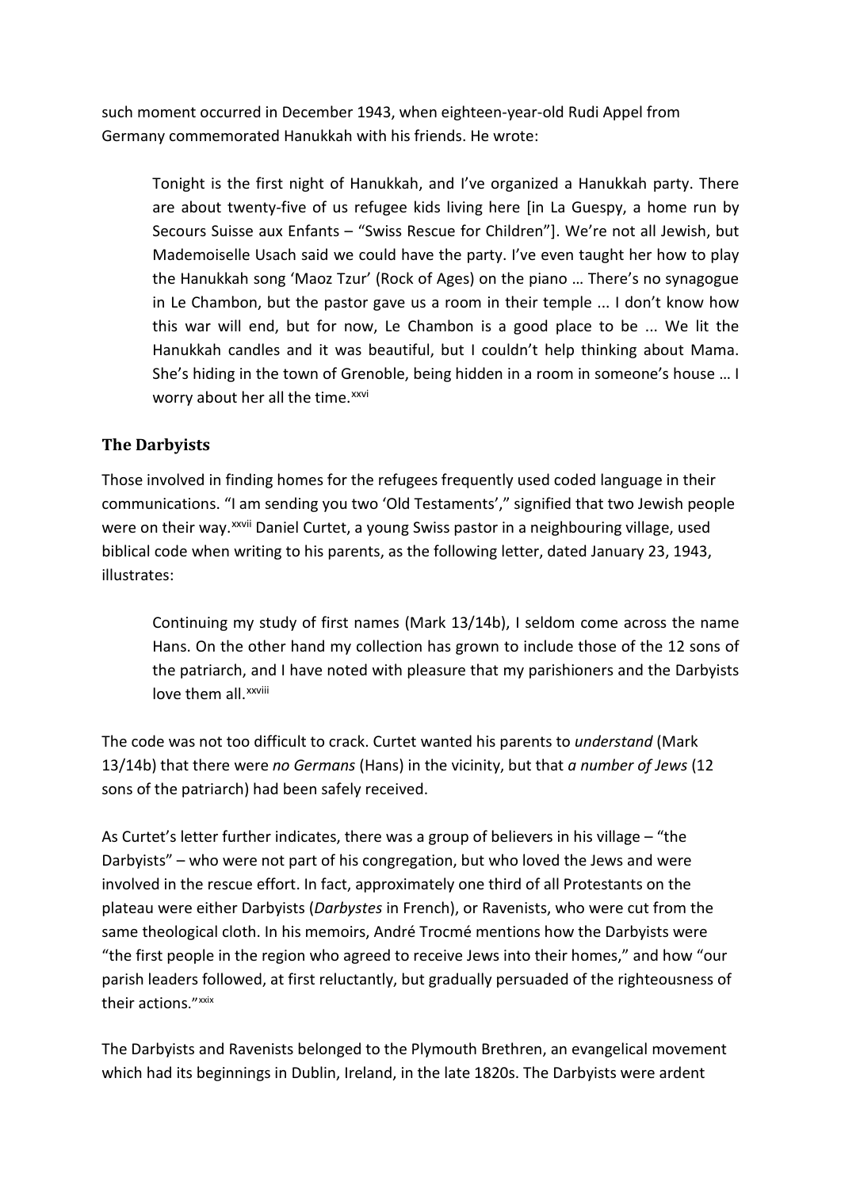such moment occurred in December 1943, when eighteen-year-old Rudi Appel from Germany commemorated Hanukkah with his friends. He wrote:

> Tonight is the first night of Hanukkah, and I've organized a Hanukkah party. There are about twenty-five of us refugee kids living here [in La Guespy, a home run by Secours Suisse aux Enfants – "Swiss Rescue for Children"]. We're not all Jewish, but Mademoiselle Usach said we could have the party. I've even taught her how to play the Hanukkah song 'Maoz Tzur' (Rock of Ages) on the piano … There's no synagogue in Le Chambon, but the pastor gave us a room in their temple ... I don't know how this war will end, but for now, Le Chambon is a good place to be ... We lit the Hanukkah candles and it was beautiful, but I couldn't help thinking about Mama. She's hiding in the town of Grenoble, being hidden in a room in someone's house … I worry about her all the time.[xxvi]

## The Darbyists

Those involved in finding homes for the refugees frequently used coded language in their communications. "I am sending you two 'Old Testaments'," signified that two Jewish people were on their way.[xxvii] Daniel Curtet, a young Swiss pastor in a neighbouring village, used biblical code when writing to his parents, as the following letter, dated January 23, 1943, illustrates:

> Continuing my study of first names (Mark 13/14b), I seldom come across the name Hans. On the other hand my collection has grown to include those of the 12 sons of the patriarch, and I have noted with pleasure that my parishioners and the Darbyists love them all.[xxviii]

The code was not too difficult to crack. Curtet wanted his parents to *understand* (Mark 13/14b) that there were *no Germans* (Hans) in the vicinity, but that *a number of Jews* (12 sons of the patriarch) had been safely received.

As Curtet's letter further indicates, there was a group of believers in his village – "the Darbyists" – who were not part of his congregation, but who loved the Jews and were involved in the rescue effort. In fact, approximately one third of all Protestants on the plateau were either Darbyists (*Darbystes* in French), or Ravenists, who were cut from the same theological cloth. In his memoirs, André Trocmé mentions how the Darbyists were "the first people in the region who agreed to receive Jews into their homes," and how "our parish leaders followed, at first reluctantly, but gradually persuaded of the righteousness of their actions."[xxix]

The Darbyists and Ravenists belonged to the Plymouth Brethren, an evangelical movement which had its beginnings in Dublin, Ireland, in the late 1820s. The Darbyists were ardent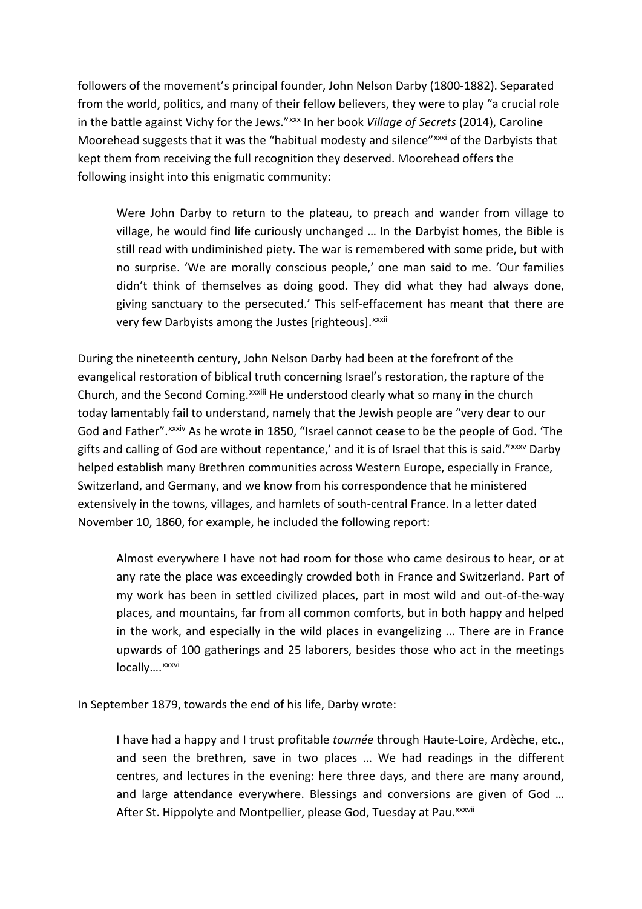followers of the movement's principal founder, John Nelson Darby (1800-1882). Separated from the world, politics, and many of their fellow believers, they were to play "a crucial role in the battle against Vichy for the Jews."[xxx] In her book *Village of Secrets* (2014), Caroline Moorehead suggests that it was the "habitual modesty and silence"[xxxi] of the Darbyists that kept them from receiving the full recognition they deserved. Moorehead offers the following insight into this enigmatic community:

> Were John Darby to return to the plateau, to preach and wander from village to village, he would find life curiously unchanged … In the Darbyist homes, the Bible is still read with undiminished piety. The war is remembered with some pride, but with no surprise. 'We are morally conscious people,' one man said to me. 'Our families didn't think of themselves as doing good. They did what they had always done, giving sanctuary to the persecuted.' This self-effacement has meant that there are very few Darbyists among the Justes [righteous].[xxxii]

During the nineteenth century, John Nelson Darby had been at the forefront of the evangelical restoration of biblical truth concerning Israel's restoration, the rapture of the Church, and the Second Coming.[xxxiii] He understood clearly what so many in the church today lamentably fail to understand, namely that the Jewish people are "very dear to our God and Father".[xxxiv] As he wrote in 1850, "Israel cannot cease to be the people of God. 'The gifts and calling of God are without repentance,' and it is of Israel that this is said."[xxxv] Darby helped establish many Brethren communities across Western Europe, especially in France, Switzerland, and Germany, and we know from his correspondence that he ministered extensively in the towns, villages, and hamlets of south-central France. In a letter dated November 10, 1860, for example, he included the following report:

> Almost everywhere I have not had room for those who came desirous to hear, or at any rate the place was exceedingly crowded both in France and Switzerland. Part of my work has been in settled civilized places, part in most wild and out-of-the-way places, and mountains, far from all common comforts, but in both happy and helped in the work, and especially in the wild places in evangelizing ... There are in France upwards of 100 gatherings and 25 laborers, besides those who act in the meetings locally….[xxxvi]

In September 1879, towards the end of his life, Darby wrote:

> I have had a happy and I trust profitable *tournée* through Haute-Loire, Ardèche, etc., and seen the brethren, save in two places … We had readings in the different centres, and lectures in the evening: here three days, and there are many around, and large attendance everywhere. Blessings and conversions are given of God … After St. Hippolyte and Montpellier, please God, Tuesday at Pau.[xxxvii]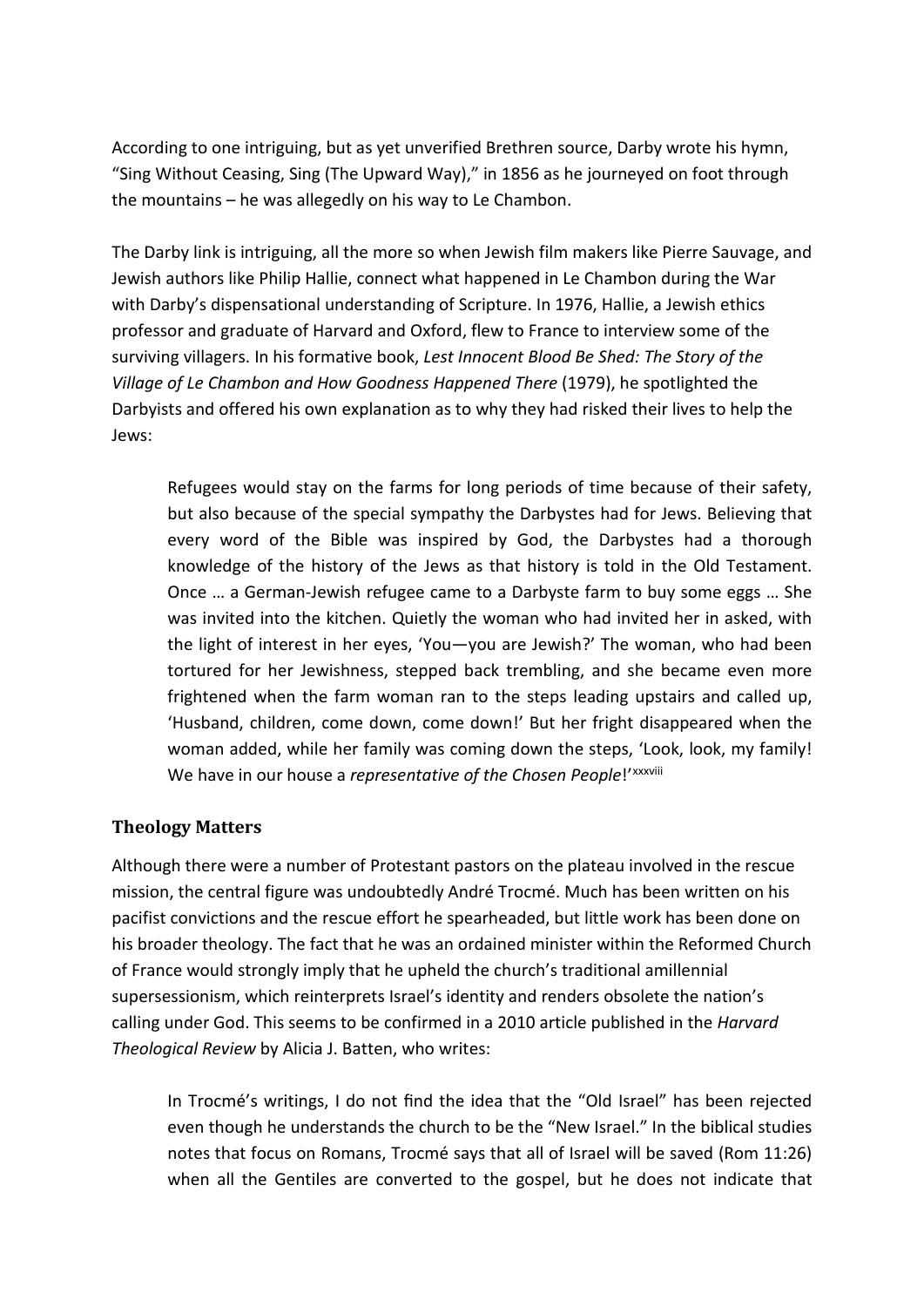According to one intriguing, but as yet unverified Brethren source, Darby wrote his hymn, "Sing Without Ceasing, Sing (The Upward Way)," in 1856 as he journeyed on foot through the mountains – he was allegedly on his way to Le Chambon.

The Darby link is intriguing, all the more so when Jewish film makers like Pierre Sauvage, and Jewish authors like Philip Hallie, connect what happened in Le Chambon during the War with Darby's dispensational understanding of Scripture. In 1976, Hallie, a Jewish ethics professor and graduate of Harvard and Oxford, flew to France to interview some of the surviving villagers. In his formative book, *Lest Innocent Blood Be Shed: The Story of the Village of Le Chambon and How Goodness Happened There* (1979), he spotlighted the Darbyists and offered his own explanation as to why they had risked their lives to help the Jews:

> Refugees would stay on the farms for long periods of time because of their safety, but also because of the special sympathy the Darbystes had for Jews. Believing that every word of the Bible was inspired by God, the Darbystes had a thorough knowledge of the history of the Jews as that history is told in the Old Testament. Once … a German-Jewish refugee came to a Darbyste farm to buy some eggs … She was invited into the kitchen. Quietly the woman who had invited her in asked, with the light of interest in her eyes, 'You—you are Jewish?' The woman, who had been tortured for her Jewishness, stepped back trembling, and she became even more frightened when the farm woman ran to the steps leading upstairs and called up, 'Husband, children, come down, come down!' But her fright disappeared when the woman added, while her family was coming down the steps, 'Look, look, my family! We have in our house a *representative of the Chosen People*!'[xxxviii]

### Theology Matters

Although there were a number of Protestant pastors on the plateau involved in the rescue mission, the central figure was undoubtedly André Trocmé. Much has been written on his pacifist convictions and the rescue effort he spearheaded, but little work has been done on his broader theology. The fact that he was an ordained minister within the Reformed Church of France would strongly imply that he upheld the church's traditional amillennial supersessionism, which reinterprets Israel's identity and renders obsolete the nation's calling under God. This seems to be confirmed in a 2010 article published in the *Harvard Theological Review* by Alicia J. Batten, who writes:

> In Trocmé's writings, I do not find the idea that the "Old Israel" has been rejected even though he understands the church to be the "New Israel." In the biblical studies notes that focus on Romans, Trocmé says that all of Israel will be saved (Rom 11:26) when all the Gentiles are converted to the gospel, but he does not indicate that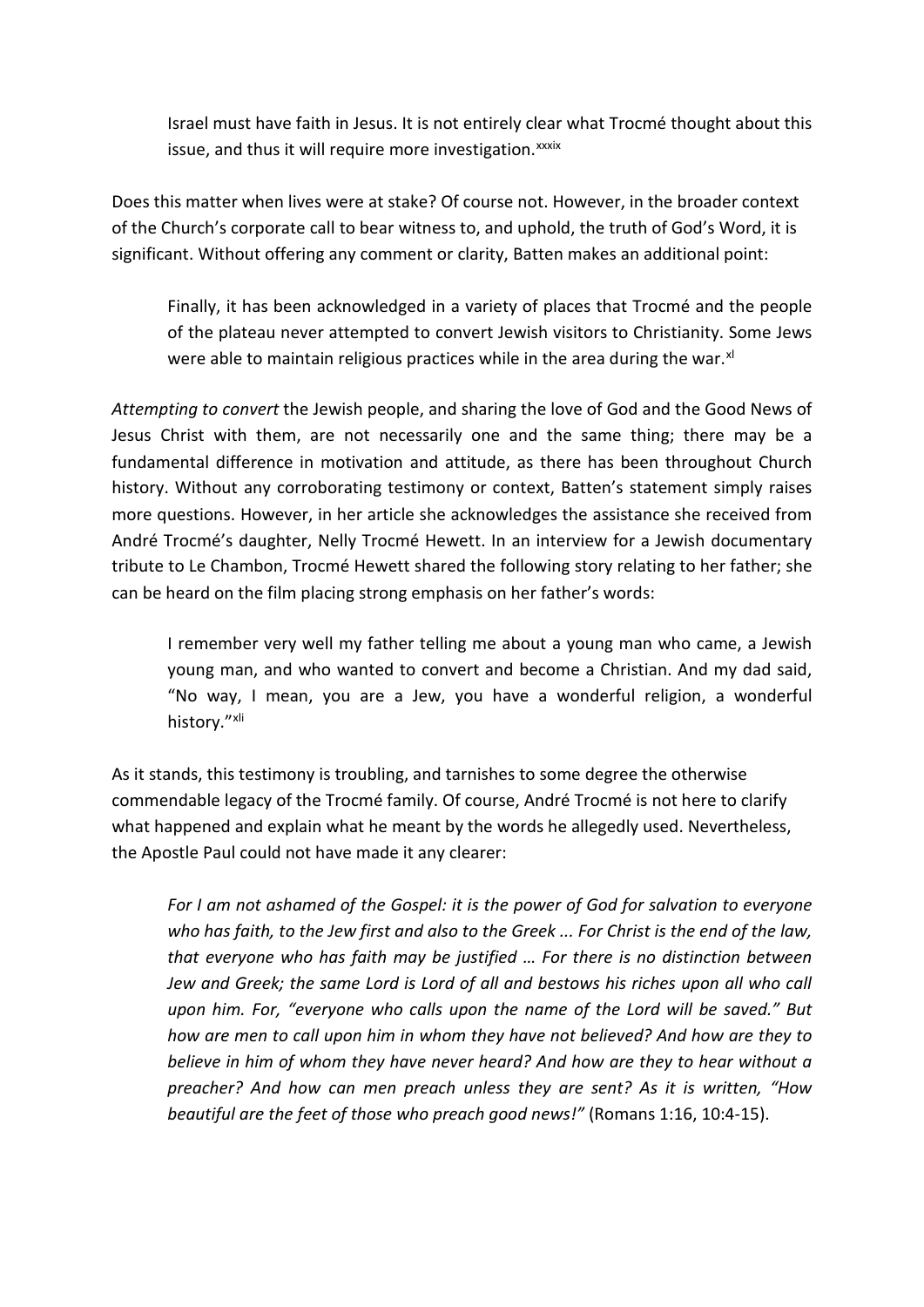> Israel must have faith in Jesus. It is not entirely clear what Trocmé thought about this issue, and thus it will require more investigation.[xxxix]

Does this matter when lives were at stake? Of course not. However, in the broader context of the Church's corporate call to bear witness to, and uphold, the truth of God's Word, it is significant. Without offering any comment or clarity, Batten makes an additional point:

> Finally, it has been acknowledged in a variety of places that Trocmé and the people of the plateau never attempted to convert Jewish visitors to Christianity. Some Jews were able to maintain religious practices while in the area during the war.[xl]

*Attempting to convert* the Jewish people, and sharing the love of God and the Good News of Jesus Christ with them, are not necessarily one and the same thing; there may be a fundamental difference in motivation and attitude, as there has been throughout Church history. Without any corroborating testimony or context, Batten's statement simply raises more questions. However, in her article she acknowledges the assistance she received from André Trocmé's daughter, Nelly Trocmé Hewett. In an interview for a Jewish documentary tribute to Le Chambon, Trocmé Hewett shared the following story relating to her father; she can be heard on the film placing strong emphasis on her father's words:

> I remember very well my father telling me about a young man who came, a Jewish young man, and who wanted to convert and become a Christian. And my dad said, "No way, I mean, you are a Jew, you have a wonderful religion, a wonderful history."[xli]

As it stands, this testimony is troubling, and tarnishes to some degree the otherwise commendable legacy of the Trocmé family. Of course, André Trocmé is not here to clarify what happened and explain what he meant by the words he allegedly used. Nevertheless, the Apostle Paul could not have made it any clearer:

> *For I am not ashamed of the Gospel: it is the power of God for salvation to everyone who has faith, to the Jew first and also to the Greek ... For Christ is the end of the law, that everyone who has faith may be justified … For there is no distinction between Jew and Greek; the same Lord is Lord of all and bestows his riches upon all who call upon him. For, "everyone who calls upon the name of the Lord will be saved." But how are men to call upon him in whom they have not believed? And how are they to believe in him of whom they have never heard? And how are they to hear without a preacher? And how can men preach unless they are sent? As it is written, "How beautiful are the feet of those who preach good news!"* (Romans 1:16, 10:4-15).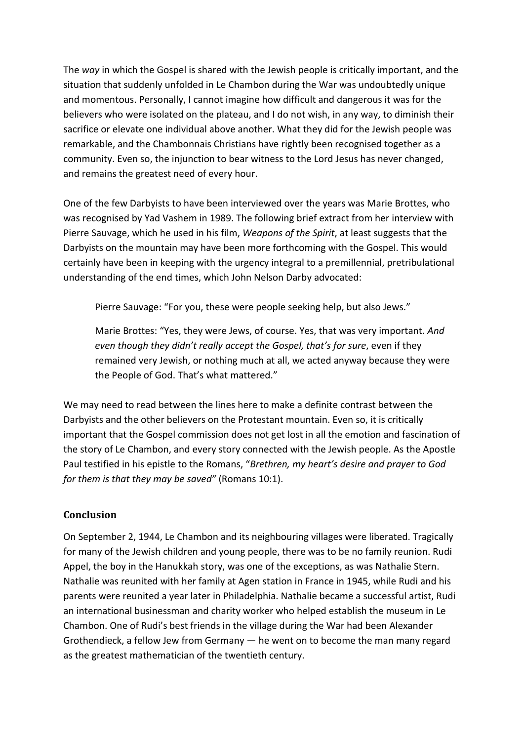The *way* in which the Gospel is shared with the Jewish people is critically important, and the situation that suddenly unfolded in Le Chambon during the War was undoubtedly unique and momentous. Personally, I cannot imagine how difficult and dangerous it was for the believers who were isolated on the plateau, and I do not wish, in any way, to diminish their sacrifice or elevate one individual above another. What they did for the Jewish people was remarkable, and the Chambonnais Christians have rightly been recognised together as a community. Even so, the injunction to bear witness to the Lord Jesus has never changed, and remains the greatest need of every hour.

One of the few Darbyists to have been interviewed over the years was Marie Brottes, who was recognised by Yad Vashem in 1989. The following brief extract from her interview with Pierre Sauvage, which he used in his film, *Weapons of the Spirit*, at least suggests that the Darbyists on the mountain may have been more forthcoming with the Gospel. This would certainly have been in keeping with the urgency integral to a premillennial, pretribulational understanding of the end times, which John Nelson Darby advocated:

> Pierre Sauvage: "For you, these were people seeking help, but also Jews."
>
> Marie Brottes: "Yes, they were Jews, of course. Yes, that was very important. *And even though they didn't really accept the Gospel, that's for sure*, even if they remained very Jewish, or nothing much at all, we acted anyway because they were the People of God. That's what mattered."

We may need to read between the lines here to make a definite contrast between the Darbyists and the other believers on the Protestant mountain. Even so, it is critically important that the Gospel commission does not get lost in all the emotion and fascination of the story of Le Chambon, and every story connected with the Jewish people. As the Apostle Paul testified in his epistle to the Romans, "*Brethren, my heart's desire and prayer to God for them is that they may be saved"* (Romans 10:1).

## Conclusion

On September 2, 1944, Le Chambon and its neighbouring villages were liberated. Tragically for many of the Jewish children and young people, there was to be no family reunion. Rudi Appel, the boy in the Hanukkah story, was one of the exceptions, as was Nathalie Stern. Nathalie was reunited with her family at Agen station in France in 1945, while Rudi and his parents were reunited a year later in Philadelphia. Nathalie became a successful artist, Rudi an international businessman and charity worker who helped establish the museum in Le Chambon. One of Rudi's best friends in the village during the War had been Alexander Grothendieck, a fellow Jew from Germany — he went on to become the man many regard as the greatest mathematician of the twentieth century.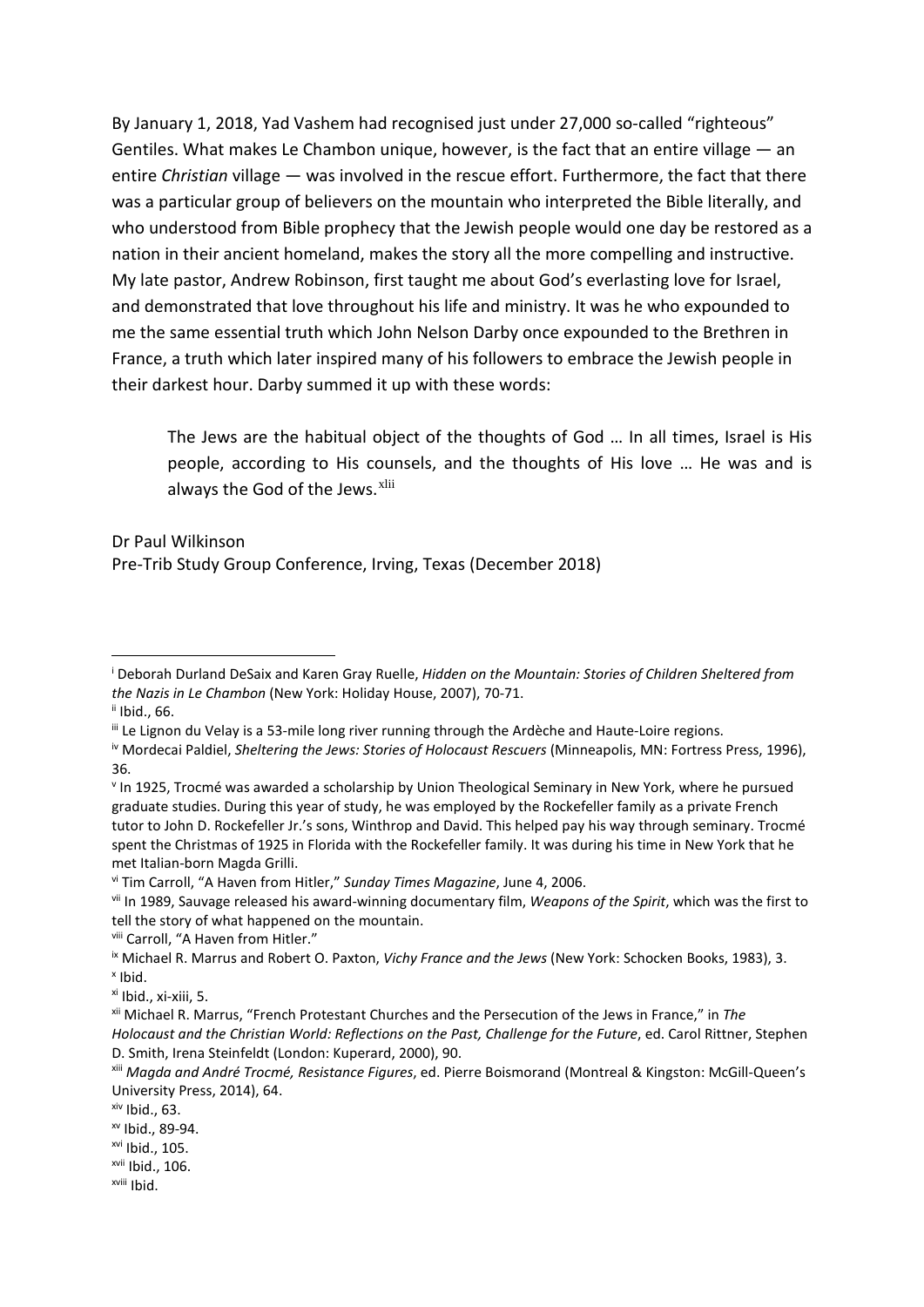By January 1, 2018, Yad Vashem had recognised just under 27,000 so-called "righteous" Gentiles. What makes Le Chambon unique, however, is the fact that an entire village — an entire *Christian* village — was involved in the rescue effort. Furthermore, the fact that there was a particular group of believers on the mountain who interpreted the Bible literally, and who understood from Bible prophecy that the Jewish people would one day be restored as a nation in their ancient homeland, makes the story all the more compelling and instructive. My late pastor, Andrew Robinson, first taught me about God's everlasting love for Israel, and demonstrated that love throughout his life and ministry. It was he who expounded to me the same essential truth which John Nelson Darby once expounded to the Brethren in France, a truth which later inspired many of his followers to embrace the Jewish people in their darkest hour. Darby summed it up with these words:

> The Jews are the habitual object of the thoughts of God … In all times, Israel is His people, according to His counsels, and the thoughts of His love … He was and is always the God of the Jews.[xlii]

Dr Paul Wilkinson
Pre-Trib Study Group Conference, Irving, Texas (December 2018)

---

[i] Deborah Durland DeSaix and Karen Gray Ruelle, *Hidden on the Mountain: Stories of Children Sheltered from the Nazis in Le Chambon* (New York: Holiday House, 2007), 70-71.

[ii] Ibid., 66.

[iii] Le Lignon du Velay is a 53-mile long river running through the Ardèche and Haute-Loire regions.

[iv] Mordecai Paldiel, *Sheltering the Jews: Stories of Holocaust Rescuers* (Minneapolis, MN: Fortress Press, 1996), 36.

[v] In 1925, Trocmé was awarded a scholarship by Union Theological Seminary in New York, where he pursued graduate studies. During this year of study, he was employed by the Rockefeller family as a private French tutor to John D. Rockefeller Jr.'s sons, Winthrop and David. This helped pay his way through seminary. Trocmé spent the Christmas of 1925 in Florida with the Rockefeller family. It was during his time in New York that he met Italian-born Magda Grilli.

[vi] Tim Carroll, "A Haven from Hitler," *Sunday Times Magazine*, June 4, 2006.

[vii] In 1989, Sauvage released his award-winning documentary film, *Weapons of the Spirit*, which was the first to tell the story of what happened on the mountain.

[viii] Carroll, "A Haven from Hitler."

[ix] Michael R. Marrus and Robert O. Paxton, *Vichy France and the Jews* (New York: Schocken Books, 1983), 3.

[x] Ibid.

[xi] Ibid., xi-xiii, 5.

[xii] Michael R. Marrus, "French Protestant Churches and the Persecution of the Jews in France," in *The Holocaust and the Christian World: Reflections on the Past, Challenge for the Future*, ed. Carol Rittner, Stephen D. Smith, Irena Steinfeldt (London: Kuperard, 2000), 90.

[xiii] *Magda and André Trocmé, Resistance Figures*, ed. Pierre Boismorand (Montreal & Kingston: McGill-Queen's University Press, 2014), 64.

[xiv] Ibid., 63.

[xv] Ibid., 89-94.

[xvi] Ibid., 105.

[xvii] Ibid., 106.

[xviii] Ibid.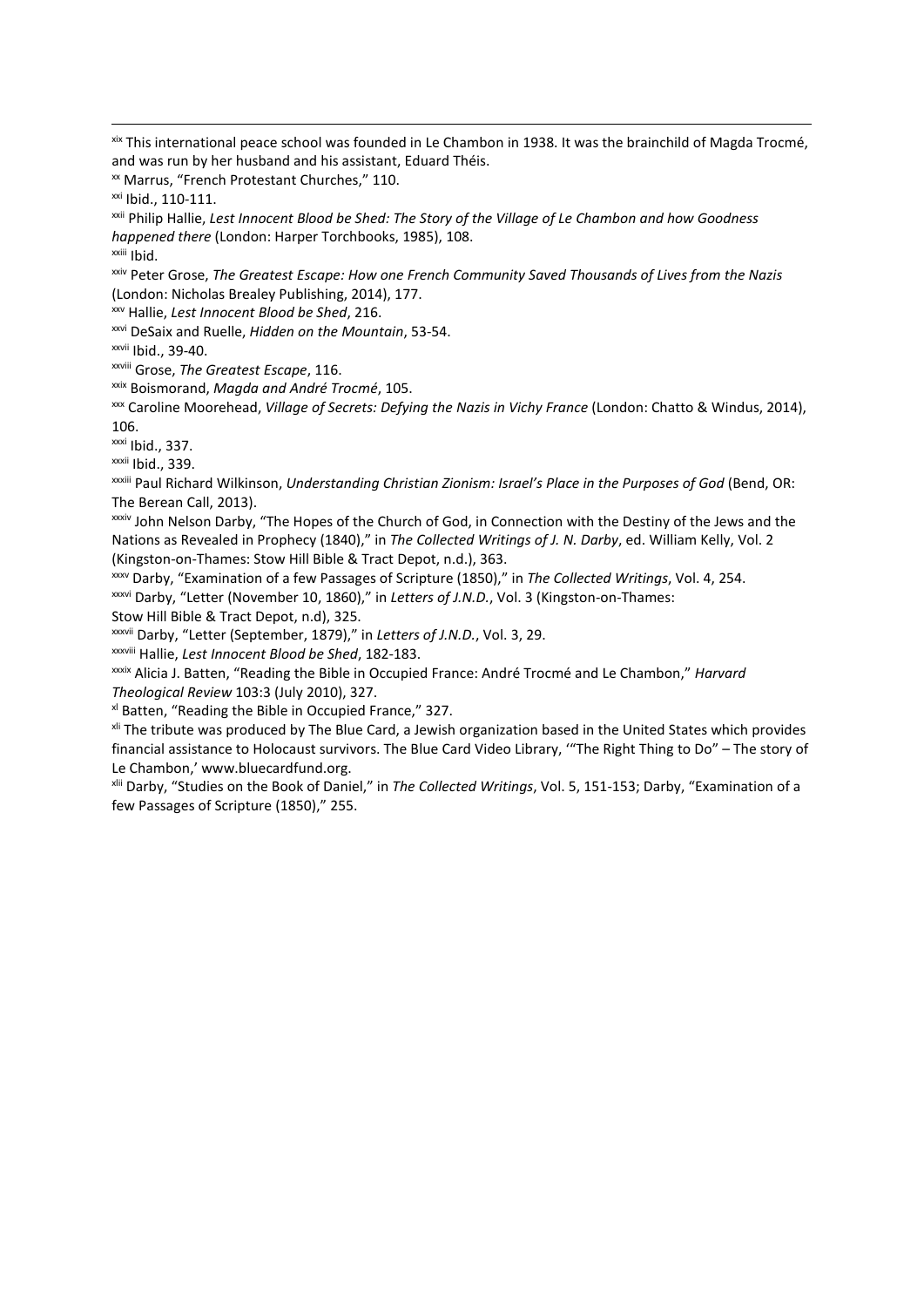[xix] This international peace school was founded in Le Chambon in 1938. It was the brainchild of Magda Trocmé, and was run by her husband and his assistant, Eduard Théis.

[xx] Marrus, "French Protestant Churches," 110.

[xxi] Ibid., 110-111.

[xxii] Philip Hallie, *Lest Innocent Blood be Shed: The Story of the Village of Le Chambon and how Goodness happened there* (London: Harper Torchbooks, 1985), 108.

[xxiii] Ibid.

[xxiv] Peter Grose, *The Greatest Escape: How one French Community Saved Thousands of Lives from the Nazis* (London: Nicholas Brealey Publishing, 2014), 177.

[xxv] Hallie, *Lest Innocent Blood be Shed*, 216.

[xxvi] DeSaix and Ruelle, *Hidden on the Mountain*, 53-54.

[xxvii] Ibid., 39-40.

[xxviii] Grose, *The Greatest Escape*, 116.

[xxix] Boismorand, *Magda and André Trocmé*, 105.

[xxx] Caroline Moorehead, *Village of Secrets: Defying the Nazis in Vichy France* (London: Chatto & Windus, 2014), 106.

[xxxi] Ibid., 337.

[xxxii] Ibid., 339.

[xxxiii] Paul Richard Wilkinson, *Understanding Christian Zionism: Israel's Place in the Purposes of God* (Bend, OR: The Berean Call, 2013).

[xxxiv] John Nelson Darby, "The Hopes of the Church of God, in Connection with the Destiny of the Jews and the Nations as Revealed in Prophecy (1840)," in *The Collected Writings of J. N. Darby*, ed. William Kelly, Vol. 2 (Kingston-on-Thames: Stow Hill Bible & Tract Depot, n.d.), 363.

[xxxv] Darby, "Examination of a few Passages of Scripture (1850)," in *The Collected Writings*, Vol. 4, 254.

[xxxvi] Darby, "Letter (November 10, 1860)," in *Letters of J.N.D.*, Vol. 3 (Kingston-on-Thames: Stow Hill Bible & Tract Depot, n.d), 325.

[xxxvii] Darby, "Letter (September, 1879)," in *Letters of J.N.D.*, Vol. 3, 29.

[xxxviii] Hallie, *Lest Innocent Blood be Shed*, 182-183.

[xxxix] Alicia J. Batten, "Reading the Bible in Occupied France: André Trocmé and Le Chambon," *Harvard Theological Review* 103:3 (July 2010), 327.

[xl] Batten, "Reading the Bible in Occupied France," 327.

[xli] The tribute was produced by The Blue Card, a Jewish organization based in the United States which provides financial assistance to Holocaust survivors. The Blue Card Video Library, '"The Right Thing to Do" – The story of Le Chambon,' www.bluecardfund.org.

[xlii] Darby, "Studies on the Book of Daniel," in *The Collected Writings*, Vol. 5, 151-153; Darby, "Examination of a few Passages of Scripture (1850)," 255.